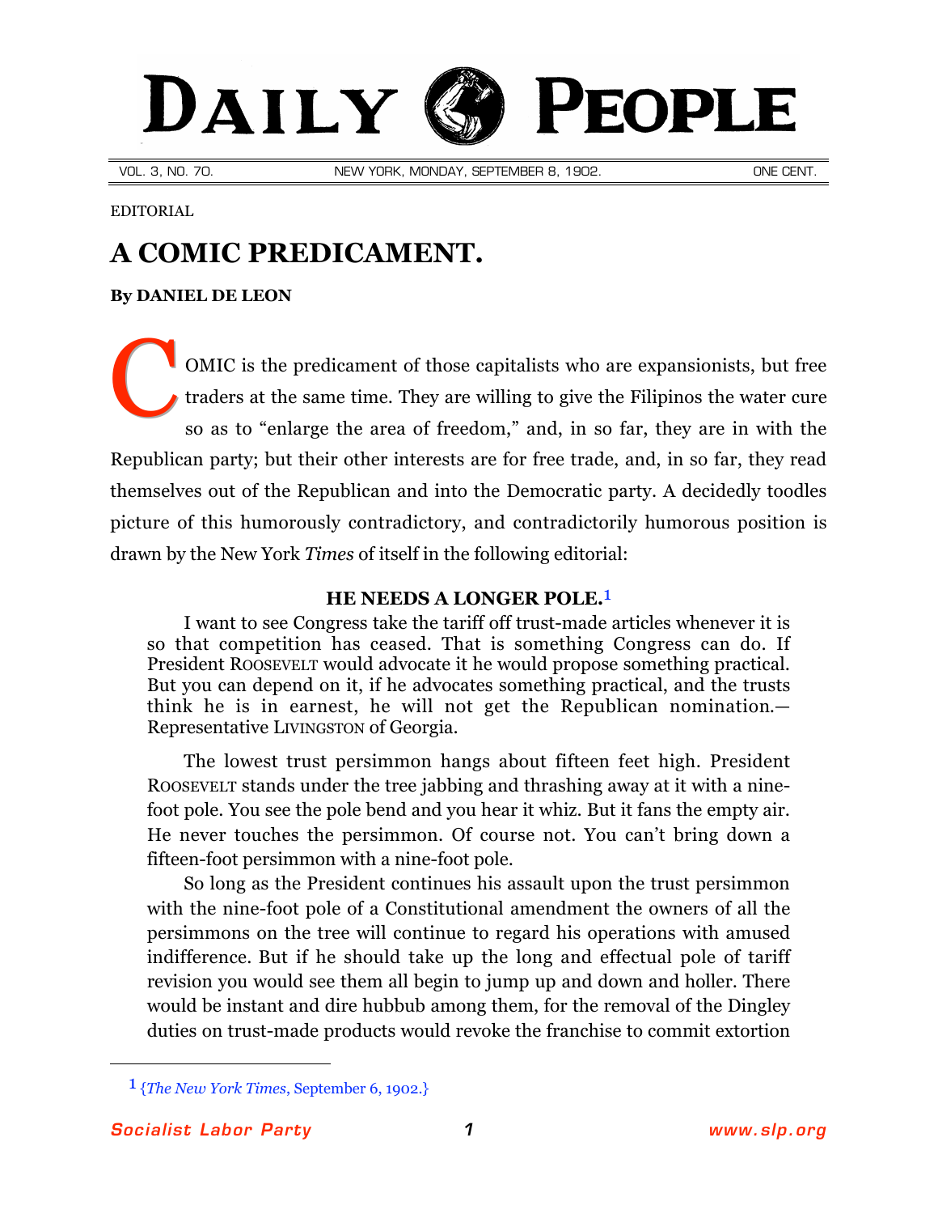# DAILY PEOPLE

VOL. 3, NO. 70. NEW YORK, MONDAY, SEPTEMBER 8, 1902. ONE CENT.

EDITORIAL

## A COMIC PREDICAMENT.

**By DANIEL DE LEON**

COMIC is the predicament of those capitalists who are expansionists, but free traders at the same time. They are willing to give the Filipinos the water cure so as to "enlarge the area of freedom," and, in so far, they are in with the Republican party; but their other interests are for free trade, and, in so far, they read themselves out of the Republican and into the Democratic party. A decidedly toodles picture of this humorously contradictory, and contradictorily humorous position is drawn by the New York *Times* of itself in the following editorial:

> **HE NEEDS A LONGER POLE.**[1]
>
> I want to see Congress take the tariff off trust-made articles whenever it is so that competition has ceased. That is something Congress can do. If President ROOSEVELT would advocate it he would propose something practical. But you can depend on it, if he advocates something practical, and the trusts think he is in earnest, he will not get the Republican nomination.—Representative LIVINGSTON of Georgia.
>
> The lowest trust persimmon hangs about fifteen feet high. President ROOSEVELT stands under the tree jabbing and thrashing away at it with a nine-foot pole. You see the pole bend and you hear it whiz. But it fans the empty air. He never touches the persimmon. Of course not. You can't bring down a fifteen-foot persimmon with a nine-foot pole.
>
> So long as the President continues his assault upon the trust persimmon with the nine-foot pole of a Constitutional amendment the owners of all the persimmons on the tree will continue to regard his operations with amused indifference. But if he should take up the long and effectual pole of tariff revision you would see them all begin to jump up and down and holler. There would be instant and dire hubbub among them, for the removal of the Dingley duties on trust-made products would revoke the franchise to commit extortion

---

[1] {*The New York Times*, September 6, 1902.}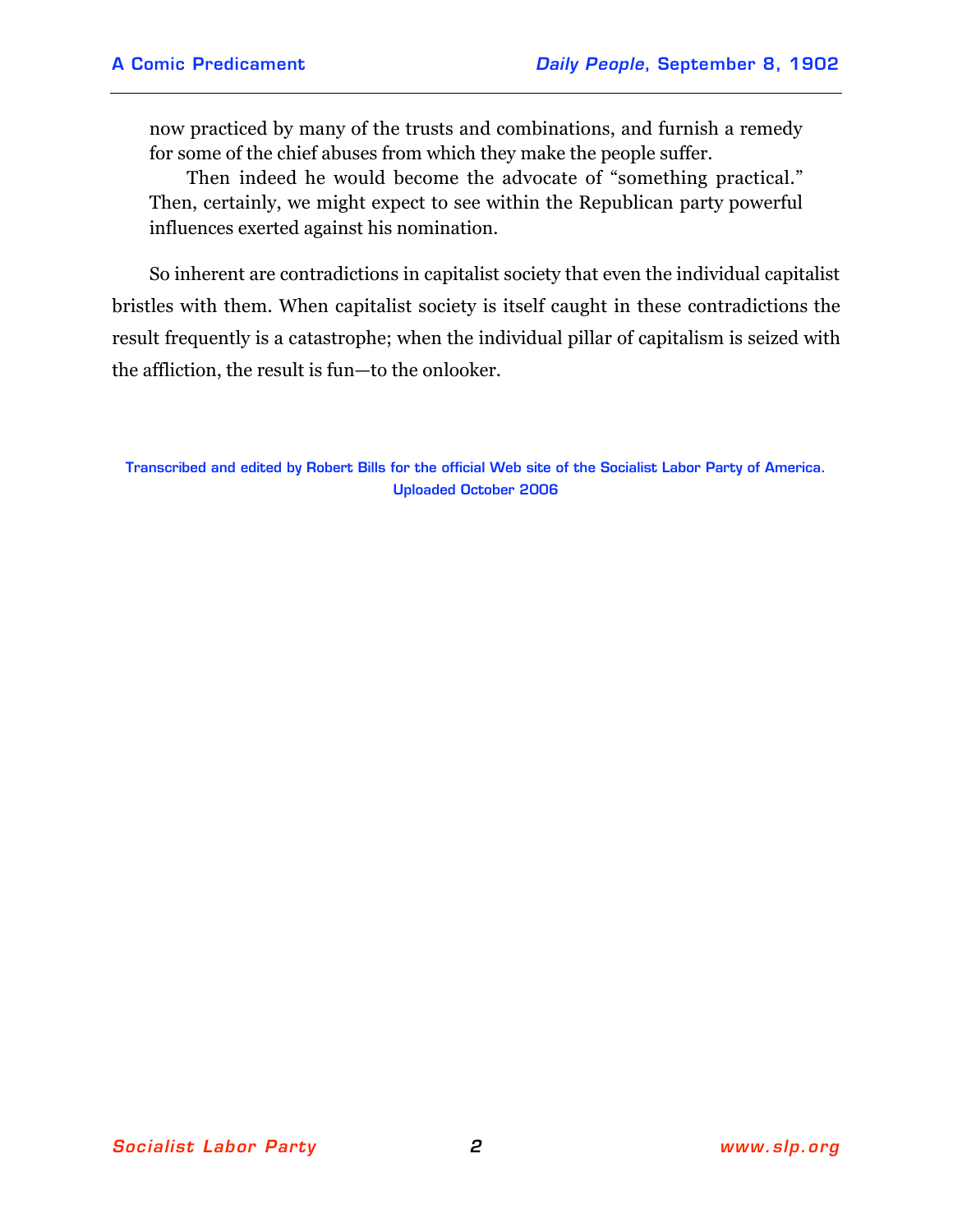> now practiced by many of the trusts and combinations, and furnish a remedy for some of the chief abuses from which they make the people suffer.
>
> Then indeed he would become the advocate of "something practical." Then, certainly, we might expect to see within the Republican party powerful influences exerted against his nomination.

So inherent are contradictions in capitalist society that even the individual capitalist bristles with them. When capitalist society is itself caught in these contradictions the result frequently is a catastrophe; when the individual pillar of capitalism is seized with the affliction, the result is fun—to the onlooker.

Transcribed and edited by Robert Bills for the official Web site of the Socialist Labor Party of America.
Uploaded October 2006